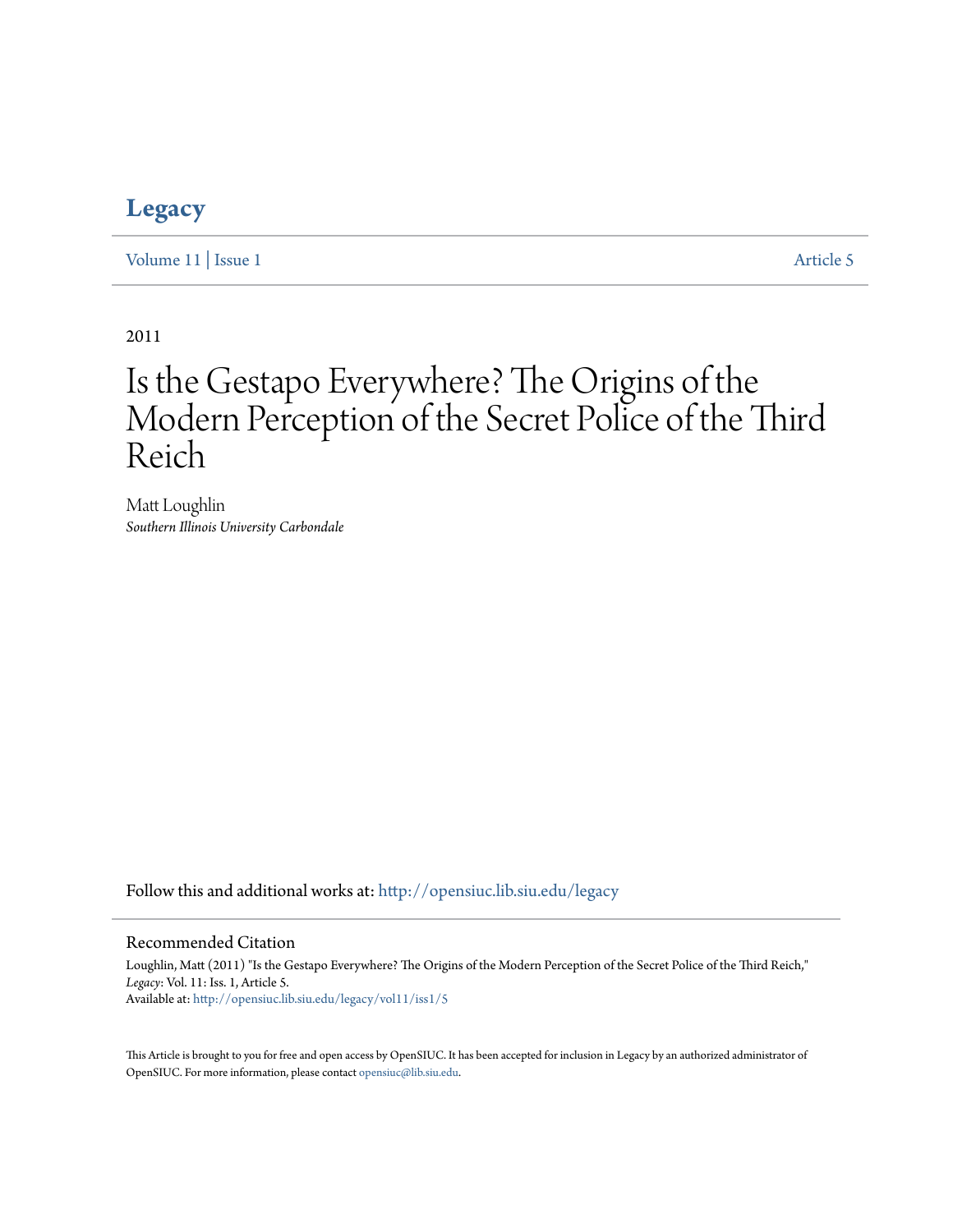# Legacy

Volume 11 | Issue 1 Article 5

2011

# Is the Gestapo Everywhere? The Origins of the Modern Perception of the Secret Police of the Third Reich

Matt Loughlin
*Southern Illinois University Carbondale*

Follow this and additional works at: http://opensiuc.lib.siu.edu/legacy

## Recommended Citation

Loughlin, Matt (2011) "Is the Gestapo Everywhere? The Origins of the Modern Perception of the Secret Police of the Third Reich," *Legacy*: Vol. 11: Iss. 1, Article 5.
Available at: http://opensiuc.lib.siu.edu/legacy/vol11/iss1/5

This Article is brought to you for free and open access by OpenSIUC. It has been accepted for inclusion in Legacy by an authorized administrator of OpenSIUC. For more information, please contact opensiuc@lib.siu.edu.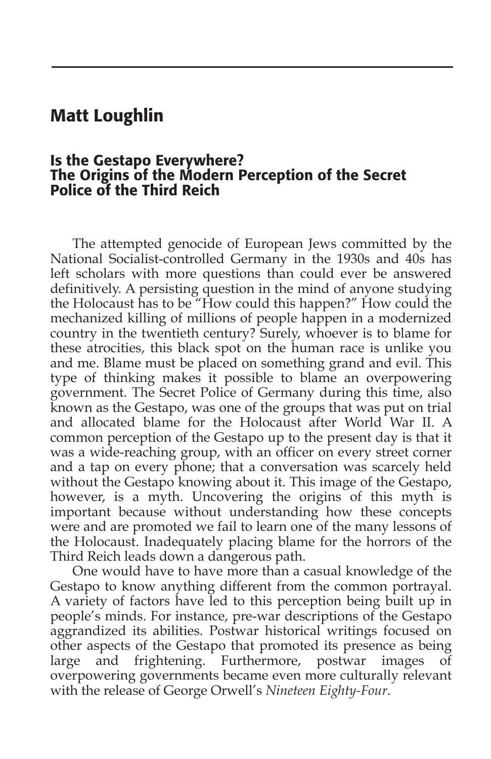## Matt Loughlin

### Is the Gestapo Everywhere? The Origins of the Modern Perception of the Secret Police of the Third Reich

The attempted genocide of European Jews committed by the National Socialist-controlled Germany in the 1930s and 40s has left scholars with more questions than could ever be answered definitively. A persisting question in the mind of anyone studying the Holocaust has to be "How could this happen?" How could the mechanized killing of millions of people happen in a modernized country in the twentieth century? Surely, whoever is to blame for these atrocities, this black spot on the human race is unlike you and me. Blame must be placed on something grand and evil. This type of thinking makes it possible to blame an overpowering government. The Secret Police of Germany during this time, also known as the Gestapo, was one of the groups that was put on trial and allocated blame for the Holocaust after World War II. A common perception of the Gestapo up to the present day is that it was a wide-reaching group, with an officer on every street corner and a tap on every phone; that a conversation was scarcely held without the Gestapo knowing about it. This image of the Gestapo, however, is a myth. Uncovering the origins of this myth is important because without understanding how these concepts were and are promoted we fail to learn one of the many lessons of the Holocaust. Inadequately placing blame for the horrors of the Third Reich leads down a dangerous path.

One would have to have more than a casual knowledge of the Gestapo to know anything different from the common portrayal. A variety of factors have led to this perception being built up in people's minds. For instance, pre-war descriptions of the Gestapo aggrandized its abilities. Postwar historical writings focused on other aspects of the Gestapo that promoted its presence as being large and frightening. Furthermore, postwar images of overpowering governments became even more culturally relevant with the release of George Orwell's *Nineteen Eighty-Four*.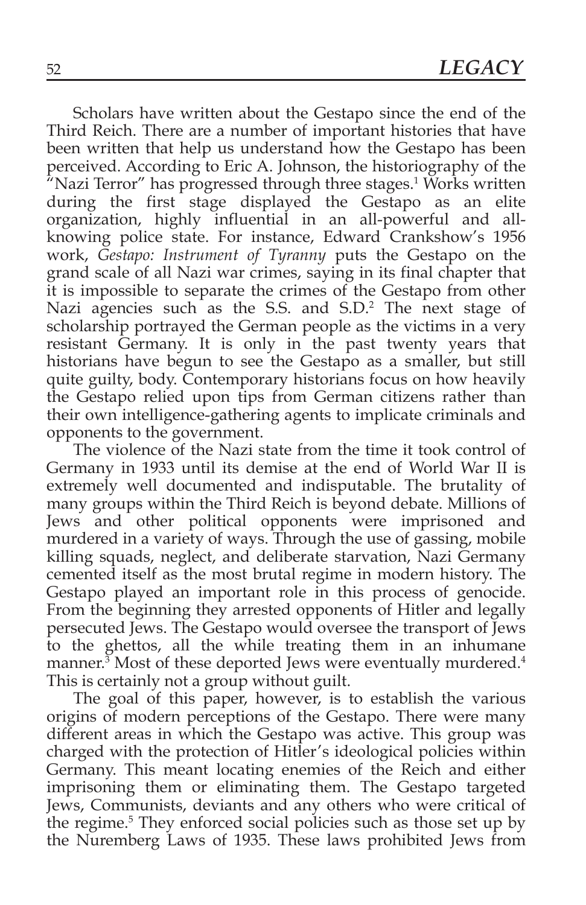Scholars have written about the Gestapo since the end of the Third Reich. There are a number of important histories that have been written that help us understand how the Gestapo has been perceived. According to Eric A. Johnson, the historiography of the "Nazi Terror" has progressed through three stages.[1] Works written during the first stage displayed the Gestapo as an elite organization, highly influential in an all-powerful and all-knowing police state. For instance, Edward Crankshow's 1956 work, *Gestapo: Instrument of Tyranny* puts the Gestapo on the grand scale of all Nazi war crimes, saying in its final chapter that it is impossible to separate the crimes of the Gestapo from other Nazi agencies such as the S.S. and S.D.[2] The next stage of scholarship portrayed the German people as the victims in a very resistant Germany. It is only in the past twenty years that historians have begun to see the Gestapo as a smaller, but still quite guilty, body. Contemporary historians focus on how heavily the Gestapo relied upon tips from German citizens rather than their own intelligence-gathering agents to implicate criminals and opponents to the government.

The violence of the Nazi state from the time it took control of Germany in 1933 until its demise at the end of World War II is extremely well documented and indisputable. The brutality of many groups within the Third Reich is beyond debate. Millions of Jews and other political opponents were imprisoned and murdered in a variety of ways. Through the use of gassing, mobile killing squads, neglect, and deliberate starvation, Nazi Germany cemented itself as the most brutal regime in modern history. The Gestapo played an important role in this process of genocide. From the beginning they arrested opponents of Hitler and legally persecuted Jews. The Gestapo would oversee the transport of Jews to the ghettos, all the while treating them in an inhumane manner.[3] Most of these deported Jews were eventually murdered.[4] This is certainly not a group without guilt.

The goal of this paper, however, is to establish the various origins of modern perceptions of the Gestapo. There were many different areas in which the Gestapo was active. This group was charged with the protection of Hitler's ideological policies within Germany. This meant locating enemies of the Reich and either imprisoning them or eliminating them. The Gestapo targeted Jews, Communists, deviants and any others who were critical of the regime.[5] They enforced social policies such as those set up by the Nuremberg Laws of 1935. These laws prohibited Jews from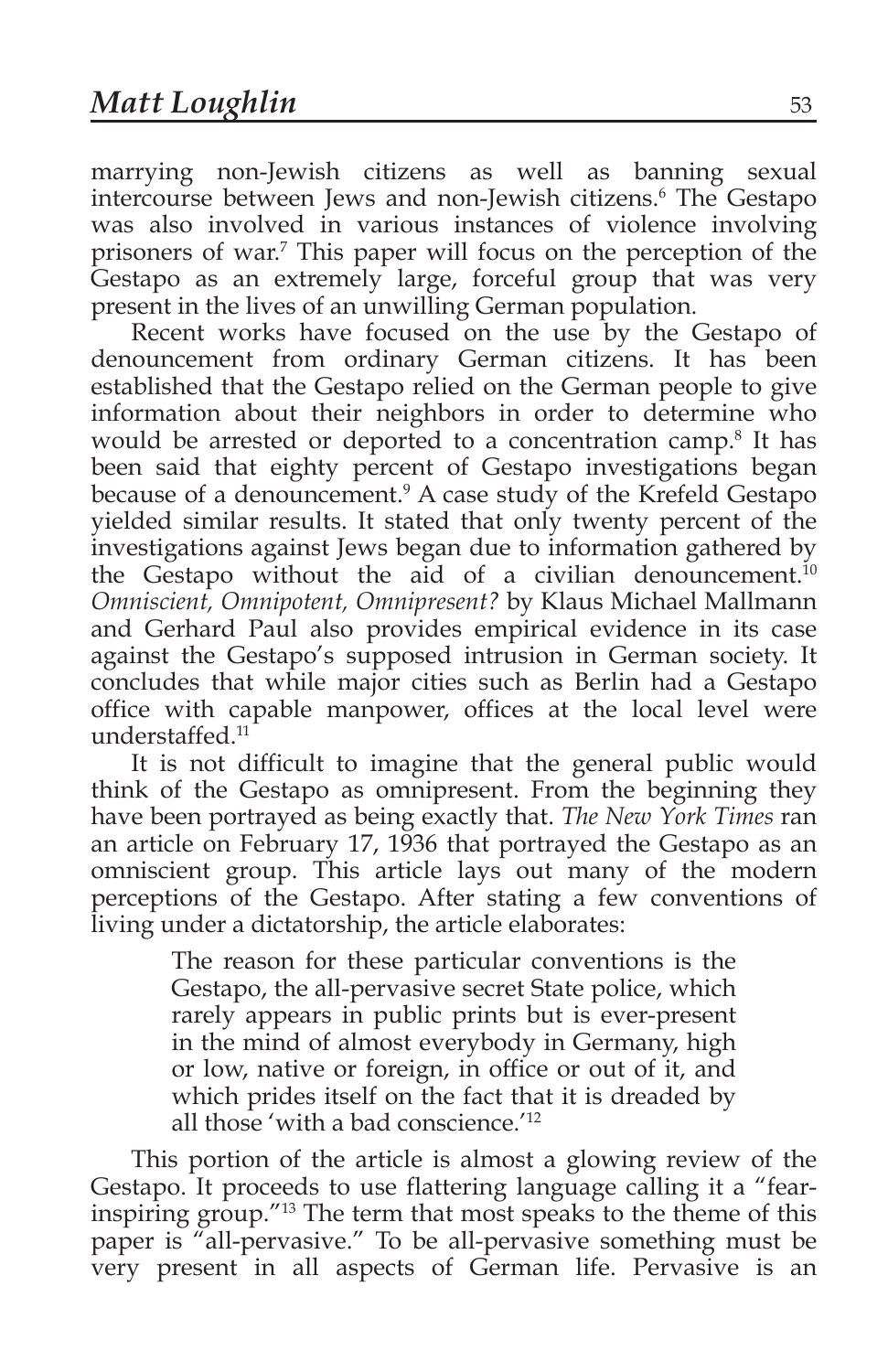marrying non-Jewish citizens as well as banning sexual intercourse between Jews and non-Jewish citizens.[6] The Gestapo was also involved in various instances of violence involving prisoners of war.[7] This paper will focus on the perception of the Gestapo as an extremely large, forceful group that was very present in the lives of an unwilling German population.

Recent works have focused on the use by the Gestapo of denouncement from ordinary German citizens. It has been established that the Gestapo relied on the German people to give information about their neighbors in order to determine who would be arrested or deported to a concentration camp.[8] It has been said that eighty percent of Gestapo investigations began because of a denouncement.[9] A case study of the Krefeld Gestapo yielded similar results. It stated that only twenty percent of the investigations against Jews began due to information gathered by the Gestapo without the aid of a civilian denouncement.[10] *Omniscient, Omnipotent, Omnipresent?* by Klaus Michael Mallmann and Gerhard Paul also provides empirical evidence in its case against the Gestapo's supposed intrusion in German society. It concludes that while major cities such as Berlin had a Gestapo office with capable manpower, offices at the local level were understaffed.[11]

It is not difficult to imagine that the general public would think of the Gestapo as omnipresent. From the beginning they have been portrayed as being exactly that. *The New York Times* ran an article on February 17, 1936 that portrayed the Gestapo as an omniscient group. This article lays out many of the modern perceptions of the Gestapo. After stating a few conventions of living under a dictatorship, the article elaborates:

> The reason for these particular conventions is the Gestapo, the all-pervasive secret State police, which rarely appears in public prints but is ever-present in the mind of almost everybody in Germany, high or low, native or foreign, in office or out of it, and which prides itself on the fact that it is dreaded by all those 'with a bad conscience.'[12]

This portion of the article is almost a glowing review of the Gestapo. It proceeds to use flattering language calling it a "fear-inspiring group."[13] The term that most speaks to the theme of this paper is "all-pervasive." To be all-pervasive something must be very present in all aspects of German life. Pervasive is an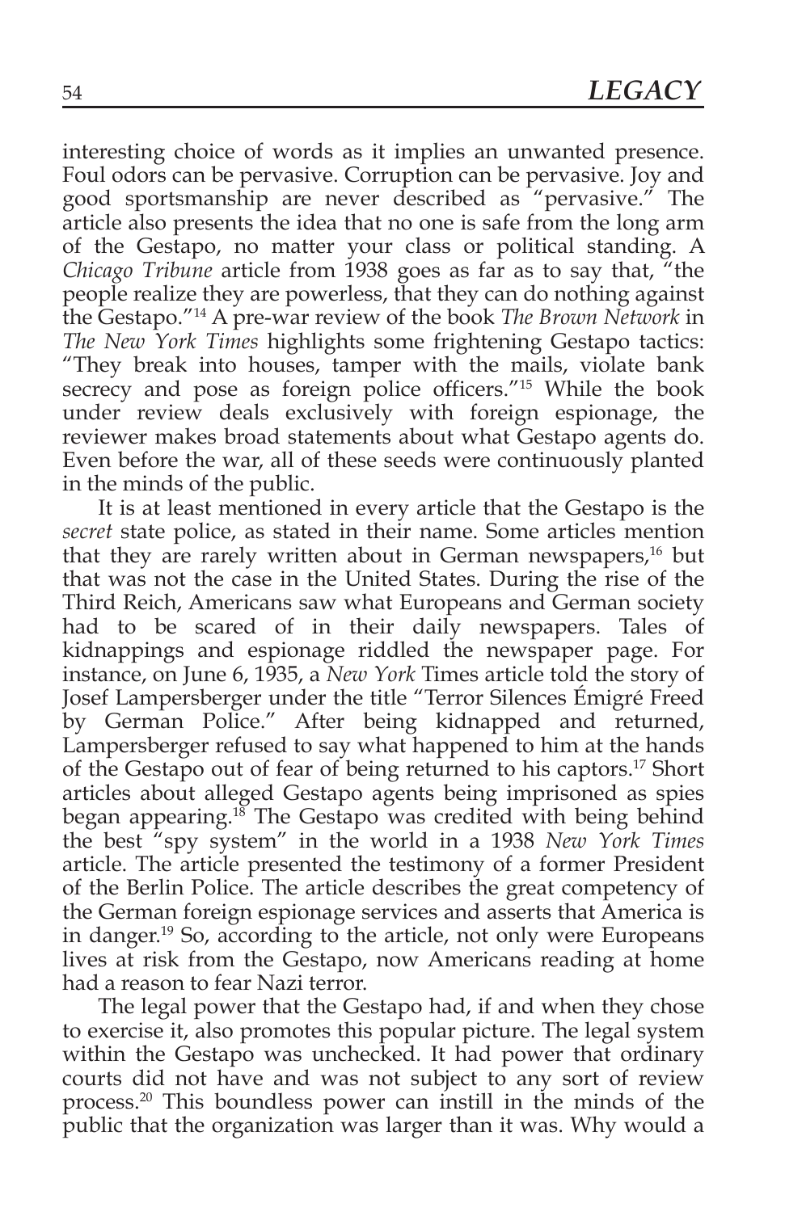interesting choice of words as it implies an unwanted presence. Foul odors can be pervasive. Corruption can be pervasive. Joy and good sportsmanship are never described as "pervasive." The article also presents the idea that no one is safe from the long arm of the Gestapo, no matter your class or political standing. A *Chicago Tribune* article from 1938 goes as far as to say that, "the people realize they are powerless, that they can do nothing against the Gestapo."[14] A pre-war review of the book *The Brown Network* in *The New York Times* highlights some frightening Gestapo tactics: "They break into houses, tamper with the mails, violate bank secrecy and pose as foreign police officers."[15] While the book under review deals exclusively with foreign espionage, the reviewer makes broad statements about what Gestapo agents do. Even before the war, all of these seeds were continuously planted in the minds of the public.

It is at least mentioned in every article that the Gestapo is the *secret* state police, as stated in their name. Some articles mention that they are rarely written about in German newspapers,[16] but that was not the case in the United States. During the rise of the Third Reich, Americans saw what Europeans and German society had to be scared of in their daily newspapers. Tales of kidnappings and espionage riddled the newspaper page. For instance, on June 6, 1935, a *New York* Times article told the story of Josef Lampersberger under the title "Terror Silences Émigré Freed by German Police." After being kidnapped and returned, Lampersberger refused to say what happened to him at the hands of the Gestapo out of fear of being returned to his captors.[17] Short articles about alleged Gestapo agents being imprisoned as spies began appearing.[18] The Gestapo was credited with being behind the best "spy system" in the world in a 1938 *New York Times* article. The article presented the testimony of a former President of the Berlin Police. The article describes the great competency of the German foreign espionage services and asserts that America is in danger.[19] So, according to the article, not only were Europeans lives at risk from the Gestapo, now Americans reading at home had a reason to fear Nazi terror.

The legal power that the Gestapo had, if and when they chose to exercise it, also promotes this popular picture. The legal system within the Gestapo was unchecked. It had power that ordinary courts did not have and was not subject to any sort of review process.[20] This boundless power can instill in the minds of the public that the organization was larger than it was. Why would a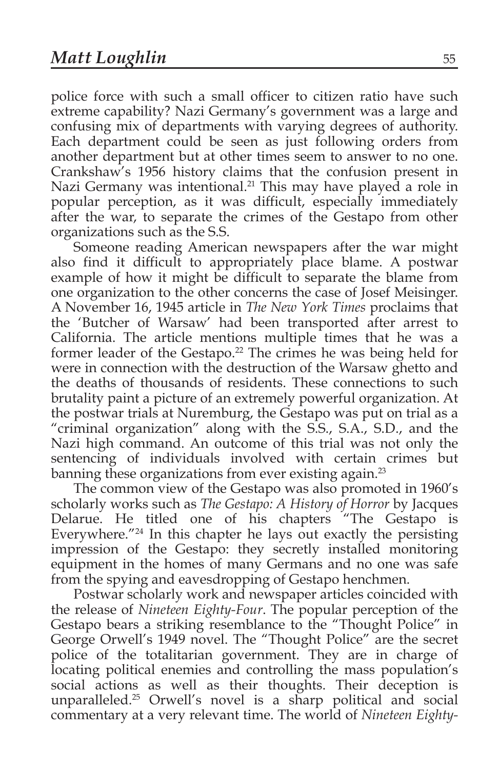police force with such a small officer to citizen ratio have such extreme capability? Nazi Germany's government was a large and confusing mix of departments with varying degrees of authority. Each department could be seen as just following orders from another department but at other times seem to answer to no one. Crankshaw's 1956 history claims that the confusion present in Nazi Germany was intentional.[21] This may have played a role in popular perception, as it was difficult, especially immediately after the war, to separate the crimes of the Gestapo from other organizations such as the S.S.

Someone reading American newspapers after the war might also find it difficult to appropriately place blame. A postwar example of how it might be difficult to separate the blame from one organization to the other concerns the case of Josef Meisinger. A November 16, 1945 article in *The New York Times* proclaims that the 'Butcher of Warsaw' had been transported after arrest to California. The article mentions multiple times that he was a former leader of the Gestapo.[22] The crimes he was being held for were in connection with the destruction of the Warsaw ghetto and the deaths of thousands of residents. These connections to such brutality paint a picture of an extremely powerful organization. At the postwar trials at Nuremburg, the Gestapo was put on trial as a "criminal organization" along with the S.S., S.A., S.D., and the Nazi high command. An outcome of this trial was not only the sentencing of individuals involved with certain crimes but banning these organizations from ever existing again.[23]

The common view of the Gestapo was also promoted in 1960's scholarly works such as *The Gestapo: A History of Horror* by Jacques Delarue. He titled one of his chapters "The Gestapo is Everywhere."[24] In this chapter he lays out exactly the persisting impression of the Gestapo: they secretly installed monitoring equipment in the homes of many Germans and no one was safe from the spying and eavesdropping of Gestapo henchmen.

Postwar scholarly work and newspaper articles coincided with the release of *Nineteen Eighty-Four*. The popular perception of the Gestapo bears a striking resemblance to the "Thought Police" in George Orwell's 1949 novel. The "Thought Police" are the secret police of the totalitarian government. They are in charge of locating political enemies and controlling the mass population's social actions as well as their thoughts. Their deception is unparalleled.[25] Orwell's novel is a sharp political and social commentary at a very relevant time. The world of *Nineteen Eighty-*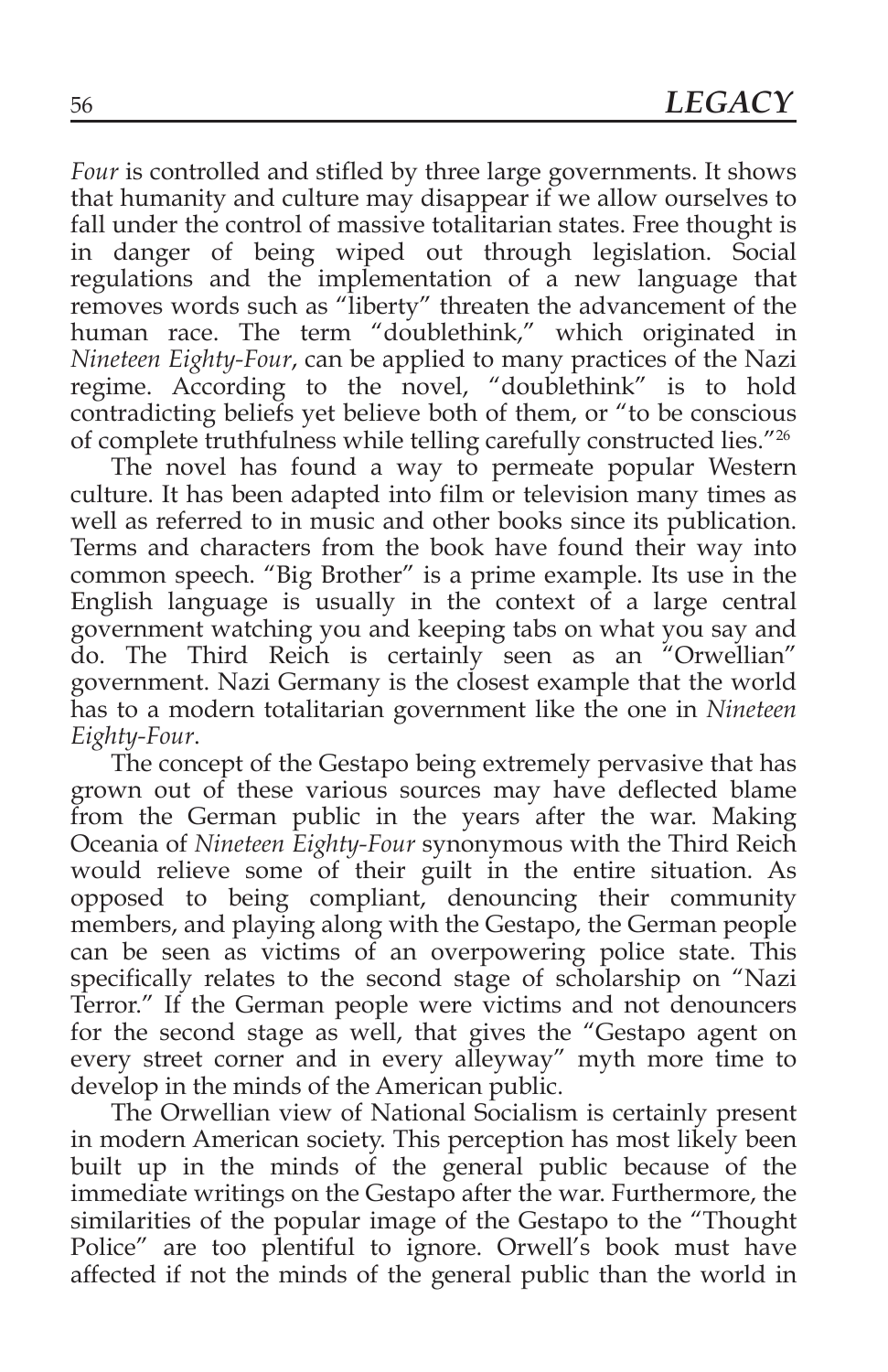*Four* is controlled and stifled by three large governments. It shows that humanity and culture may disappear if we allow ourselves to fall under the control of massive totalitarian states. Free thought is in danger of being wiped out through legislation. Social regulations and the implementation of a new language that removes words such as "liberty" threaten the advancement of the human race. The term "doublethink," which originated in *Nineteen Eighty-Four*, can be applied to many practices of the Nazi regime. According to the novel, "doublethink" is to hold contradicting beliefs yet believe both of them, or "to be conscious of complete truthfulness while telling carefully constructed lies."[26]

The novel has found a way to permeate popular Western culture. It has been adapted into film or television many times as well as referred to in music and other books since its publication. Terms and characters from the book have found their way into common speech. "Big Brother" is a prime example. Its use in the English language is usually in the context of a large central government watching you and keeping tabs on what you say and do. The Third Reich is certainly seen as an "Orwellian" government. Nazi Germany is the closest example that the world has to a modern totalitarian government like the one in *Nineteen Eighty-Four*.

The concept of the Gestapo being extremely pervasive that has grown out of these various sources may have deflected blame from the German public in the years after the war. Making Oceania of *Nineteen Eighty-Four* synonymous with the Third Reich would relieve some of their guilt in the entire situation. As opposed to being compliant, denouncing their community members, and playing along with the Gestapo, the German people can be seen as victims of an overpowering police state. This specifically relates to the second stage of scholarship on "Nazi Terror." If the German people were victims and not denouncers for the second stage as well, that gives the "Gestapo agent on every street corner and in every alleyway" myth more time to develop in the minds of the American public.

The Orwellian view of National Socialism is certainly present in modern American society. This perception has most likely been built up in the minds of the general public because of the immediate writings on the Gestapo after the war. Furthermore, the similarities of the popular image of the Gestapo to the "Thought Police" are too plentiful to ignore. Orwell's book must have affected if not the minds of the general public than the world in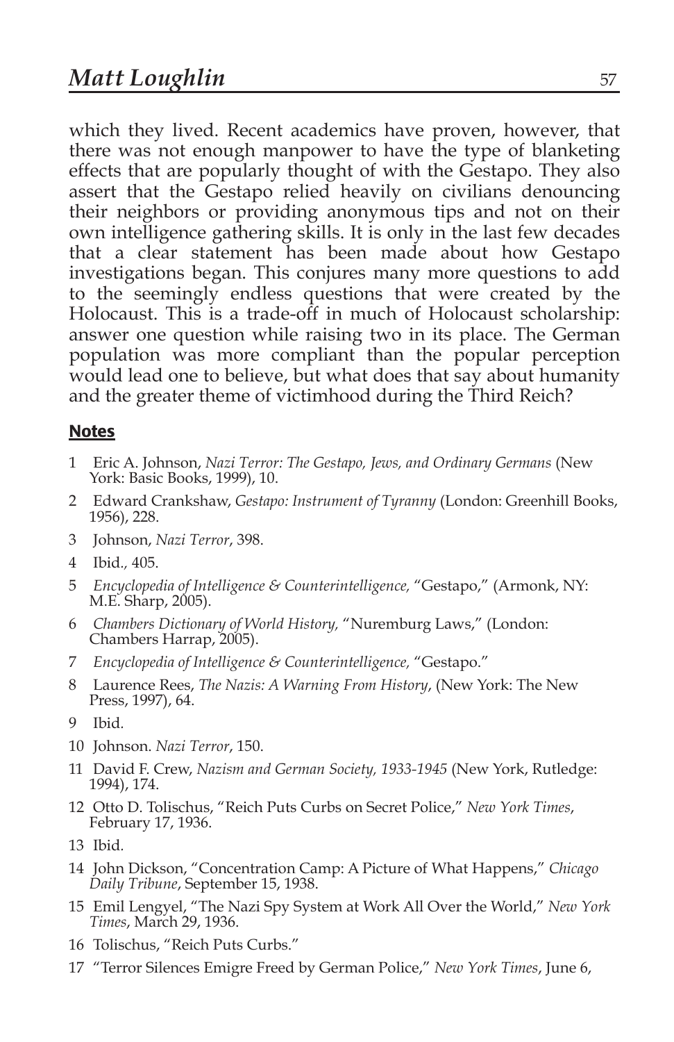which they lived. Recent academics have proven, however, that there was not enough manpower to have the type of blanketing effects that are popularly thought of with the Gestapo. They also assert that the Gestapo relied heavily on civilians denouncing their neighbors or providing anonymous tips and not on their own intelligence gathering skills. It is only in the last few decades that a clear statement has been made about how Gestapo investigations began. This conjures many more questions to add to the seemingly endless questions that were created by the Holocaust. This is a trade-off in much of Holocaust scholarship: answer one question while raising two in its place. The German population was more compliant than the popular perception would lead one to believe, but what does that say about humanity and the greater theme of victimhood during the Third Reich?

## Notes

1 Eric A. Johnson, *Nazi Terror: The Gestapo, Jews, and Ordinary Germans* (New York: Basic Books, 1999), 10.

2 Edward Crankshaw, *Gestapo: Instrument of Tyranny* (London: Greenhill Books, 1956), 228.

3 Johnson, *Nazi Terror*, 398.

4 Ibid., 405.

5 *Encyclopedia of Intelligence & Counterintelligence,* "Gestapo," (Armonk, NY: M.E. Sharp, 2005).

6 *Chambers Dictionary of World History,* "Nuremburg Laws," (London: Chambers Harrap, 2005).

7 *Encyclopedia of Intelligence & Counterintelligence,* "Gestapo."

8 Laurence Rees, *The Nazis: A Warning From History*, (New York: The New Press, 1997), 64.

9 Ibid.

10 Johnson. *Nazi Terror*, 150.

11 David F. Crew, *Nazism and German Society, 1933-1945* (New York, Rutledge: 1994), 174.

12 Otto D. Tolischus, "Reich Puts Curbs on Secret Police," *New York Times*, February 17, 1936.

13 Ibid.

14 John Dickson, "Concentration Camp: A Picture of What Happens," *Chicago Daily Tribune*, September 15, 1938.

15 Emil Lengyel, "The Nazi Spy System at Work All Over the World," *New York Times*, March 29, 1936.

16 Tolischus, "Reich Puts Curbs."

17 "Terror Silences Emigre Freed by German Police," *New York Times*, June 6,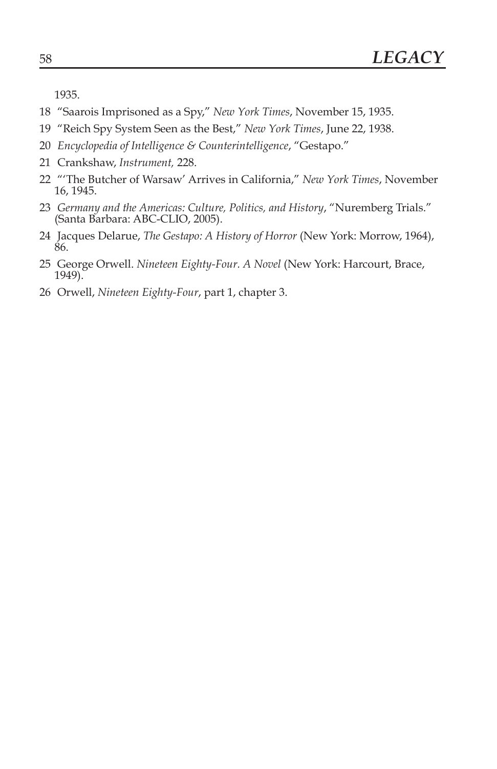1935.

18 "Saarois Imprisoned as a Spy," *New York Times*, November 15, 1935.

19 "Reich Spy System Seen as the Best," *New York Times*, June 22, 1938.

20 *Encyclopedia of Intelligence & Counterintelligence*, "Gestapo."

21 Crankshaw, *Instrument,* 228.

22 "'The Butcher of Warsaw' Arrives in California," *New York Times*, November 16, 1945.

23 *Germany and the Americas: Culture, Politics, and History*, "Nuremberg Trials." (Santa Barbara: ABC-CLIO, 2005).

24 Jacques Delarue, *The Gestapo: A History of Horror* (New York: Morrow, 1964), 86.

25 George Orwell. *Nineteen Eighty-Four. A Novel* (New York: Harcourt, Brace, 1949).

26 Orwell, *Nineteen Eighty-Four*, part 1, chapter 3.